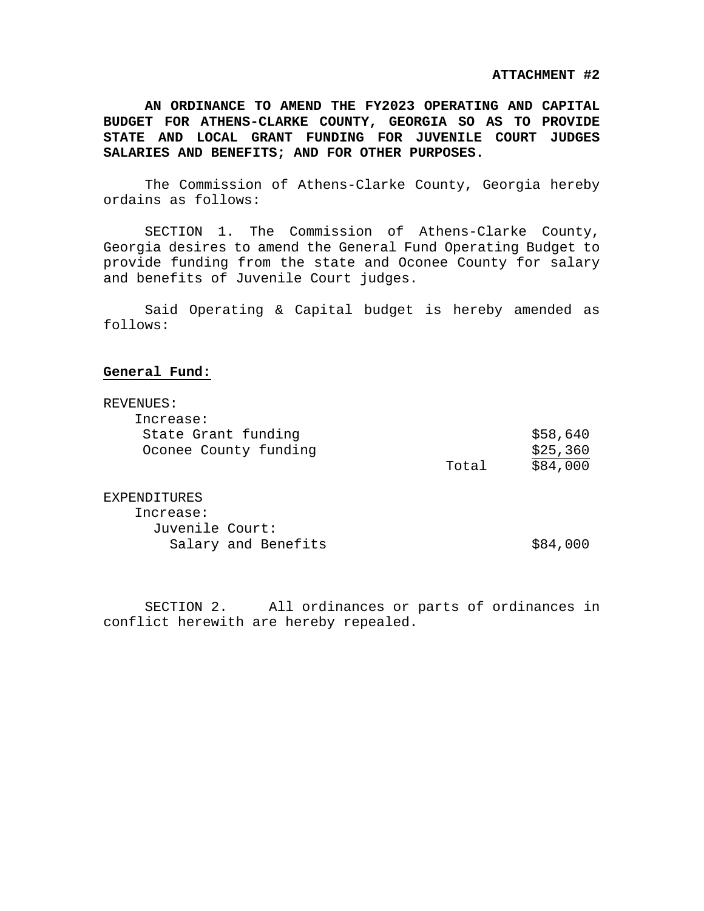**ATTACHMENT #2**

**AN ORDINANCE TO AMEND THE FY2023 OPERATING AND CAPITAL BUDGET FOR ATHENS-CLARKE COUNTY, GEORGIA SO AS TO PROVIDE STATE AND LOCAL GRANT FUNDING FOR JUVENILE COURT JUDGES SALARIES AND BENEFITS; AND FOR OTHER PURPOSES.**

The Commission of Athens-Clarke County, Georgia hereby ordains as follows:

SECTION 1. The Commission of Athens-Clarke County, Georgia desires to amend the General Fund Operating Budget to provide funding from the state and Oconee County for salary and benefits of Juvenile Court judges.

Said Operating & Capital budget is hereby amended as follows:

**General Fund:**

| | | |
|---|---|---|
| REVENUES: | | |
| Increase: | | |
| State Grant funding | | $58,640 |
| Oconee County funding | | $25,360 |
| | Total | $84,000 |
| EXPENDITURES | | |
| Increase: | | |
| Juvenile Court: | | |
| Salary and Benefits | | $84,000 |

SECTION 2. All ordinances or parts of ordinances in conflict herewith are hereby repealed.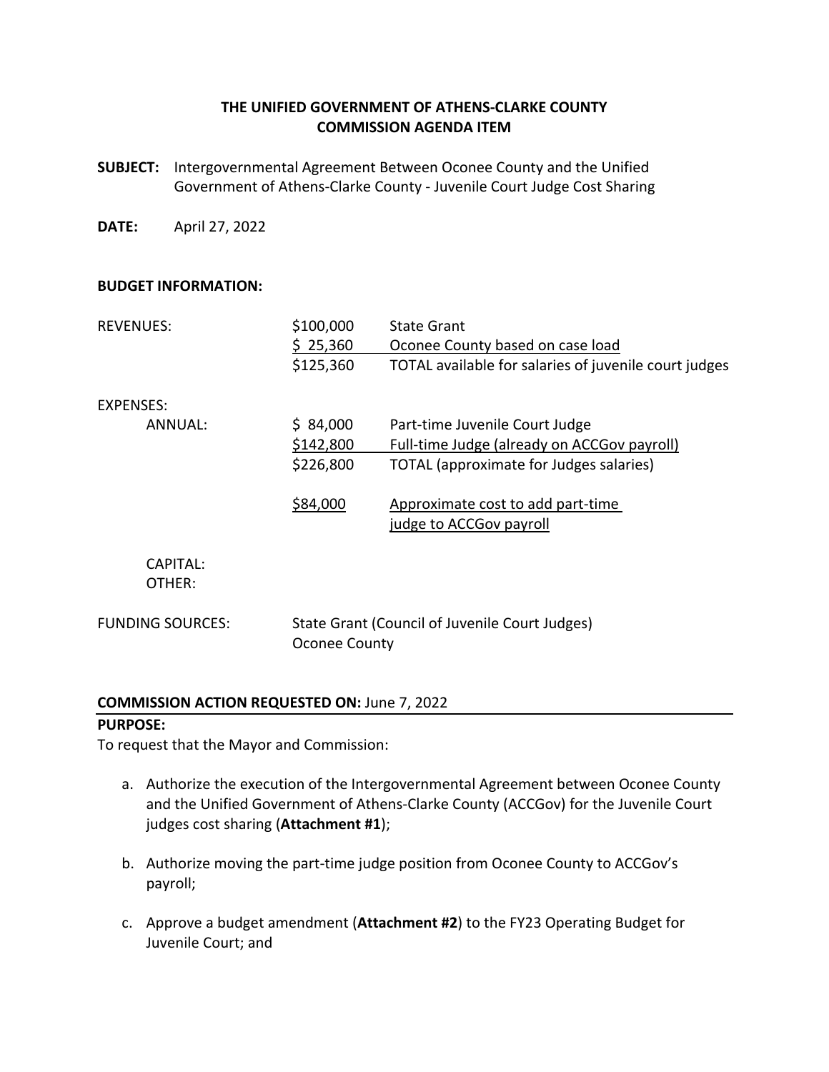**THE UNIFIED GOVERNMENT OF ATHENS-CLARKE COUNTY**
**COMMISSION AGENDA ITEM**

**SUBJECT:** Intergovernmental Agreement Between Oconee County and the Unified Government of Athens-Clarke County - Juvenile Court Judge Cost Sharing

**DATE:** April 27, 2022

**BUDGET INFORMATION:**

| | | | |
|---|---|---|---|
| REVENUES: | | $100,000 | State Grant |
| | | $ 25,360 | Oconee County based on case load |
| | | $125,360 | TOTAL available for salaries of juvenile court judges |
| EXPENSES: | | | |
| | ANNUAL: | $ 84,000 | Part-time Juvenile Court Judge |
| | | $142,800 | Full-time Judge (already on ACCGov payroll) |
| | | $226,800 | TOTAL (approximate for Judges salaries) |
| | | $84,000 | Approximate cost to add part-time judge to ACCGov payroll |
| | CAPITAL: | | |
| | OTHER: | | |
| FUNDING SOURCES: | | State Grant (Council of Juvenile Court Judges) | |
| | | Oconee County | |

**COMMISSION ACTION REQUESTED ON:** June 7, 2022

**PURPOSE:**

To request that the Mayor and Commission:

a. Authorize the execution of the Intergovernmental Agreement between Oconee County and the Unified Government of Athens-Clarke County (ACCGov) for the Juvenile Court judges cost sharing (**Attachment #1**);

b. Authorize moving the part-time judge position from Oconee County to ACCGov's payroll;

c. Approve a budget amendment (**Attachment #2**) to the FY23 Operating Budget for Juvenile Court; and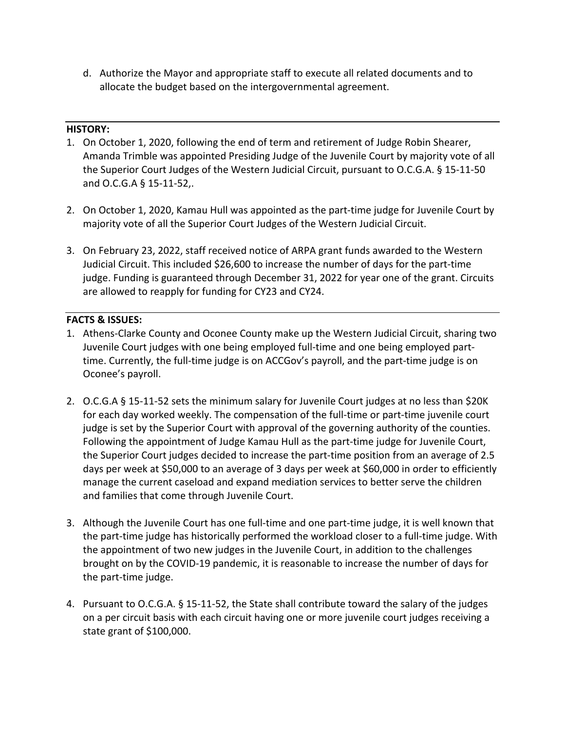d. Authorize the Mayor and appropriate staff to execute all related documents and to allocate the budget based on the intergovernmental agreement.

---

**HISTORY:**

1. On October 1, 2020, following the end of term and retirement of Judge Robin Shearer, Amanda Trimble was appointed Presiding Judge of the Juvenile Court by majority vote of all the Superior Court Judges of the Western Judicial Circuit, pursuant to O.C.G.A. § 15-11-50 and O.C.G.A § 15-11-52,.

2. On October 1, 2020, Kamau Hull was appointed as the part-time judge for Juvenile Court by majority vote of all the Superior Court Judges of the Western Judicial Circuit.

3. On February 23, 2022, staff received notice of ARPA grant funds awarded to the Western Judicial Circuit. This included $26,600 to increase the number of days for the part-time judge. Funding is guaranteed through December 31, 2022 for year one of the grant. Circuits are allowed to reapply for funding for CY23 and CY24.

---

**FACTS & ISSUES:**

1. Athens-Clarke County and Oconee County make up the Western Judicial Circuit, sharing two Juvenile Court judges with one being employed full-time and one being employed part-time. Currently, the full-time judge is on ACCGov's payroll, and the part-time judge is on Oconee's payroll.

2. O.C.G.A § 15-11-52 sets the minimum salary for Juvenile Court judges at no less than $20K for each day worked weekly. The compensation of the full-time or part-time juvenile court judge is set by the Superior Court with approval of the governing authority of the counties. Following the appointment of Judge Kamau Hull as the part-time judge for Juvenile Court, the Superior Court judges decided to increase the part-time position from an average of 2.5 days per week at $50,000 to an average of 3 days per week at $60,000 in order to efficiently manage the current caseload and expand mediation services to better serve the children and families that come through Juvenile Court.

3. Although the Juvenile Court has one full-time and one part-time judge, it is well known that the part-time judge has historically performed the workload closer to a full-time judge. With the appointment of two new judges in the Juvenile Court, in addition to the challenges brought on by the COVID-19 pandemic, it is reasonable to increase the number of days for the part-time judge.

4. Pursuant to O.C.G.A. § 15-11-52, the State shall contribute toward the salary of the judges on a per circuit basis with each circuit having one or more juvenile court judges receiving a state grant of $100,000.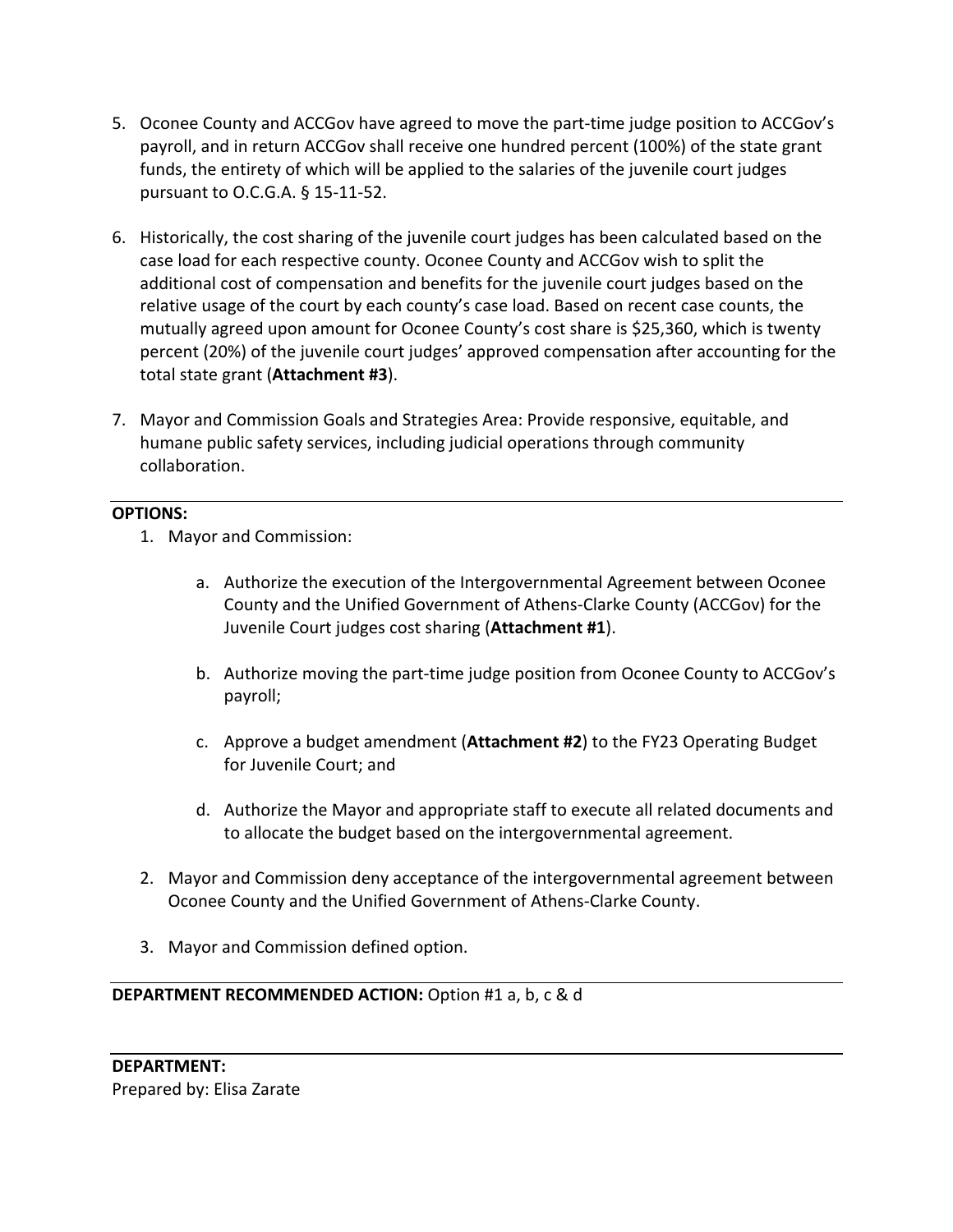5. Oconee County and ACCGov have agreed to move the part-time judge position to ACCGov's payroll, and in return ACCGov shall receive one hundred percent (100%) of the state grant funds, the entirety of which will be applied to the salaries of the juvenile court judges pursuant to O.C.G.A. § 15-11-52.

6. Historically, the cost sharing of the juvenile court judges has been calculated based on the case load for each respective county. Oconee County and ACCGov wish to split the additional cost of compensation and benefits for the juvenile court judges based on the relative usage of the court by each county's case load. Based on recent case counts, the mutually agreed upon amount for Oconee County's cost share is $25,360, which is twenty percent (20%) of the juvenile court judges' approved compensation after accounting for the total state grant (**Attachment #3**).

7. Mayor and Commission Goals and Strategies Area: Provide responsive, equitable, and humane public safety services, including judicial operations through community collaboration.

---

**OPTIONS:**

1. Mayor and Commission:

    a. Authorize the execution of the Intergovernmental Agreement between Oconee County and the Unified Government of Athens-Clarke County (ACCGov) for the Juvenile Court judges cost sharing (**Attachment #1**).

    b. Authorize moving the part-time judge position from Oconee County to ACCGov's payroll;

    c. Approve a budget amendment (**Attachment #2**) to the FY23 Operating Budget for Juvenile Court; and

    d. Authorize the Mayor and appropriate staff to execute all related documents and to allocate the budget based on the intergovernmental agreement.

2. Mayor and Commission deny acceptance of the intergovernmental agreement between Oconee County and the Unified Government of Athens-Clarke County.

3. Mayor and Commission defined option.

---

**DEPARTMENT RECOMMENDED ACTION:** Option #1 a, b, c & d

---

**DEPARTMENT:**

Prepared by: Elisa Zarate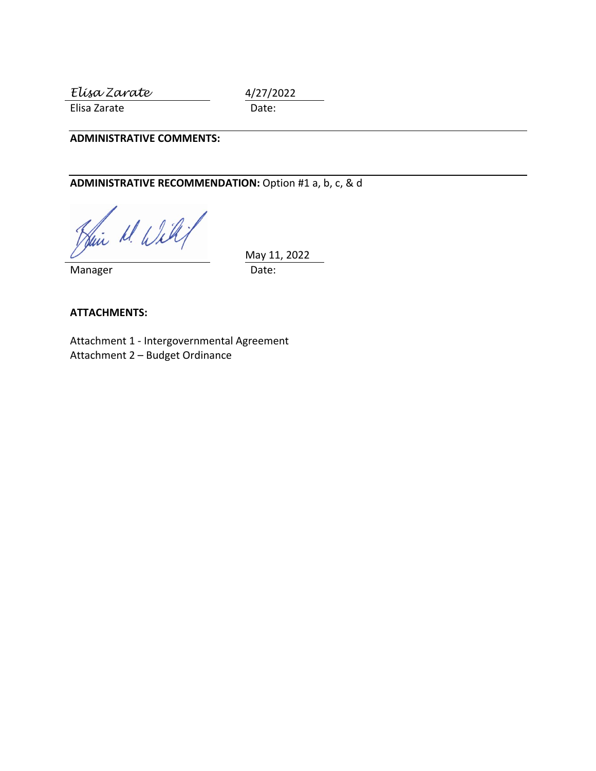*Elisa Zarate* 4/27/2022

Elisa Zarate Date:

---

**ADMINISTRATIVE COMMENTS:**

---

**ADMINISTRATIVE RECOMMENDATION:** Option #1 a, b, c, & d

May 11, 2022

Manager Date:

**ATTACHMENTS:**

Attachment 1 - Intergovernmental Agreement
Attachment 2 – Budget Ordinance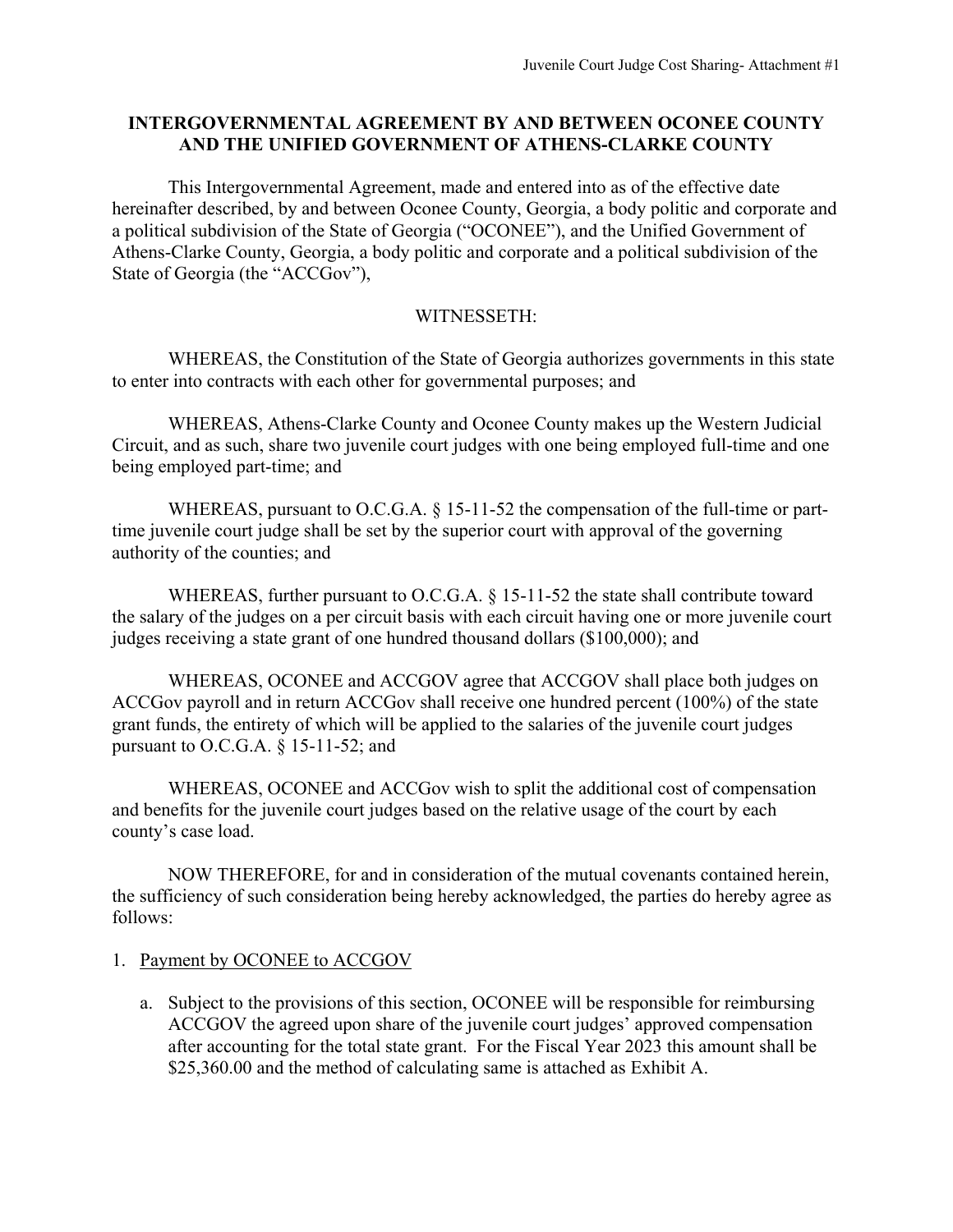# INTERGOVERNMENTAL AGREEMENT BY AND BETWEEN OCONEE COUNTY AND THE UNIFIED GOVERNMENT OF ATHENS-CLARKE COUNTY

This Intergovernmental Agreement, made and entered into as of the effective date hereinafter described, by and between Oconee County, Georgia, a body politic and corporate and a political subdivision of the State of Georgia ("OCONEE"), and the Unified Government of Athens-Clarke County, Georgia, a body politic and corporate and a political subdivision of the State of Georgia (the "ACCGov"),

WITNESSETH:

WHEREAS, the Constitution of the State of Georgia authorizes governments in this state to enter into contracts with each other for governmental purposes; and

WHEREAS, Athens-Clarke County and Oconee County makes up the Western Judicial Circuit, and as such, share two juvenile court judges with one being employed full-time and one being employed part-time; and

WHEREAS, pursuant to O.C.G.A. § 15-11-52 the compensation of the full-time or part-time juvenile court judge shall be set by the superior court with approval of the governing authority of the counties; and

WHEREAS, further pursuant to O.C.G.A. § 15-11-52 the state shall contribute toward the salary of the judges on a per circuit basis with each circuit having one or more juvenile court judges receiving a state grant of one hundred thousand dollars ($100,000); and

WHEREAS, OCONEE and ACCGOV agree that ACCGOV shall place both judges on ACCGov payroll and in return ACCGov shall receive one hundred percent (100%) of the state grant funds, the entirety of which will be applied to the salaries of the juvenile court judges pursuant to O.C.G.A. § 15-11-52; and

WHEREAS, OCONEE and ACCGov wish to split the additional cost of compensation and benefits for the juvenile court judges based on the relative usage of the court by each county's case load.

NOW THEREFORE, for and in consideration of the mutual covenants contained herein, the sufficiency of such consideration being hereby acknowledged, the parties do hereby agree as follows:

1. Payment by OCONEE to ACCGOV

   a. Subject to the provisions of this section, OCONEE will be responsible for reimbursing ACCGOV the agreed upon share of the juvenile court judges' approved compensation after accounting for the total state grant. For the Fiscal Year 2023 this amount shall be $25,360.00 and the method of calculating same is attached as Exhibit A.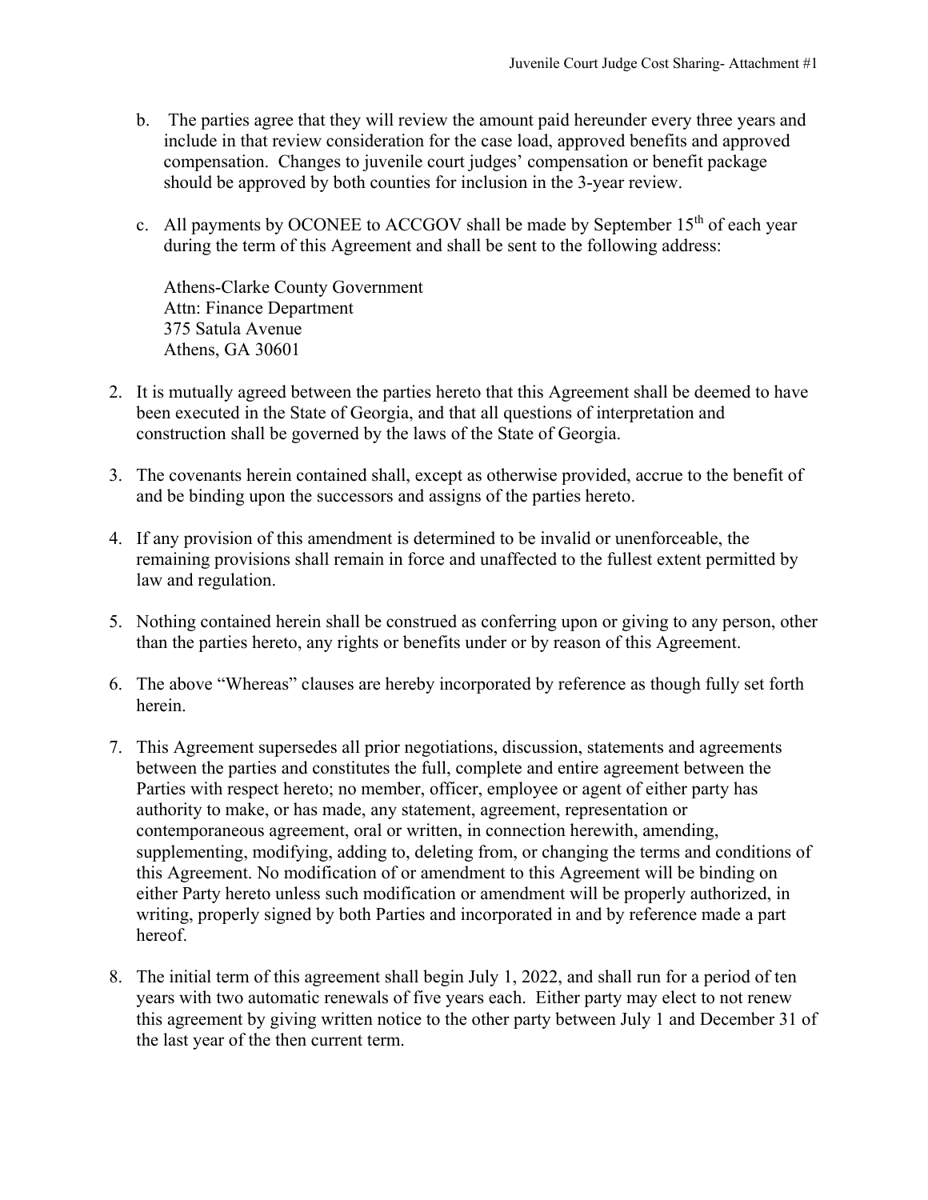b. The parties agree that they will review the amount paid hereunder every three years and include in that review consideration for the case load, approved benefits and approved compensation. Changes to juvenile court judges' compensation or benefit package should be approved by both counties for inclusion in the 3-year review.

c. All payments by OCONEE to ACCGOV shall be made by September 15th of each year during the term of this Agreement and shall be sent to the following address:

   Athens-Clarke County Government
   Attn: Finance Department
   375 Satula Avenue
   Athens, GA 30601

2. It is mutually agreed between the parties hereto that this Agreement shall be deemed to have been executed in the State of Georgia, and that all questions of interpretation and construction shall be governed by the laws of the State of Georgia.

3. The covenants herein contained shall, except as otherwise provided, accrue to the benefit of and be binding upon the successors and assigns of the parties hereto.

4. If any provision of this amendment is determined to be invalid or unenforceable, the remaining provisions shall remain in force and unaffected to the fullest extent permitted by law and regulation.

5. Nothing contained herein shall be construed as conferring upon or giving to any person, other than the parties hereto, any rights or benefits under or by reason of this Agreement.

6. The above "Whereas" clauses are hereby incorporated by reference as though fully set forth herein.

7. This Agreement supersedes all prior negotiations, discussion, statements and agreements between the parties and constitutes the full, complete and entire agreement between the Parties with respect hereto; no member, officer, employee or agent of either party has authority to make, or has made, any statement, agreement, representation or contemporaneous agreement, oral or written, in connection herewith, amending, supplementing, modifying, adding to, deleting from, or changing the terms and conditions of this Agreement. No modification of or amendment to this Agreement will be binding on either Party hereto unless such modification or amendment will be properly authorized, in writing, properly signed by both Parties and incorporated in and by reference made a part hereof.

8. The initial term of this agreement shall begin July 1, 2022, and shall run for a period of ten years with two automatic renewals of five years each. Either party may elect to not renew this agreement by giving written notice to the other party between July 1 and December 31 of the last year of the then current term.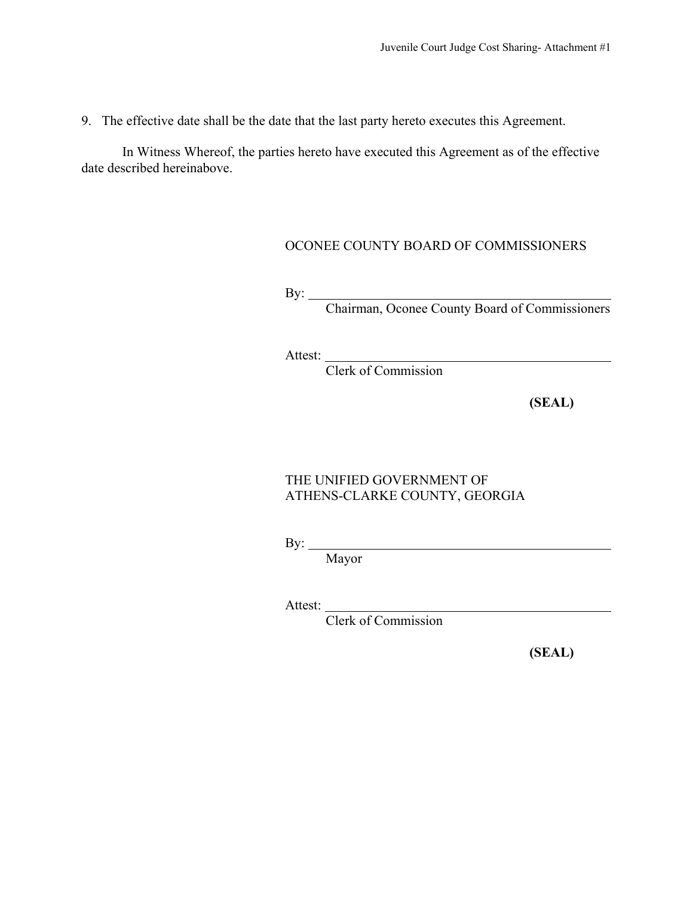9. The effective date shall be the date that the last party hereto executes this Agreement.

In Witness Whereof, the parties hereto have executed this Agreement as of the effective date described hereinabove.

OCONEE COUNTY BOARD OF COMMISSIONERS

By: ______________________________________________
Chairman, Oconee County Board of Commissioners

Attest: ____________________________________________
Clerk of Commission

**(SEAL)**

THE UNIFIED GOVERNMENT OF
ATHENS-CLARKE COUNTY, GEORGIA

By: ______________________________________________
Mayor

Attest: ____________________________________________
Clerk of Commission

**(SEAL)**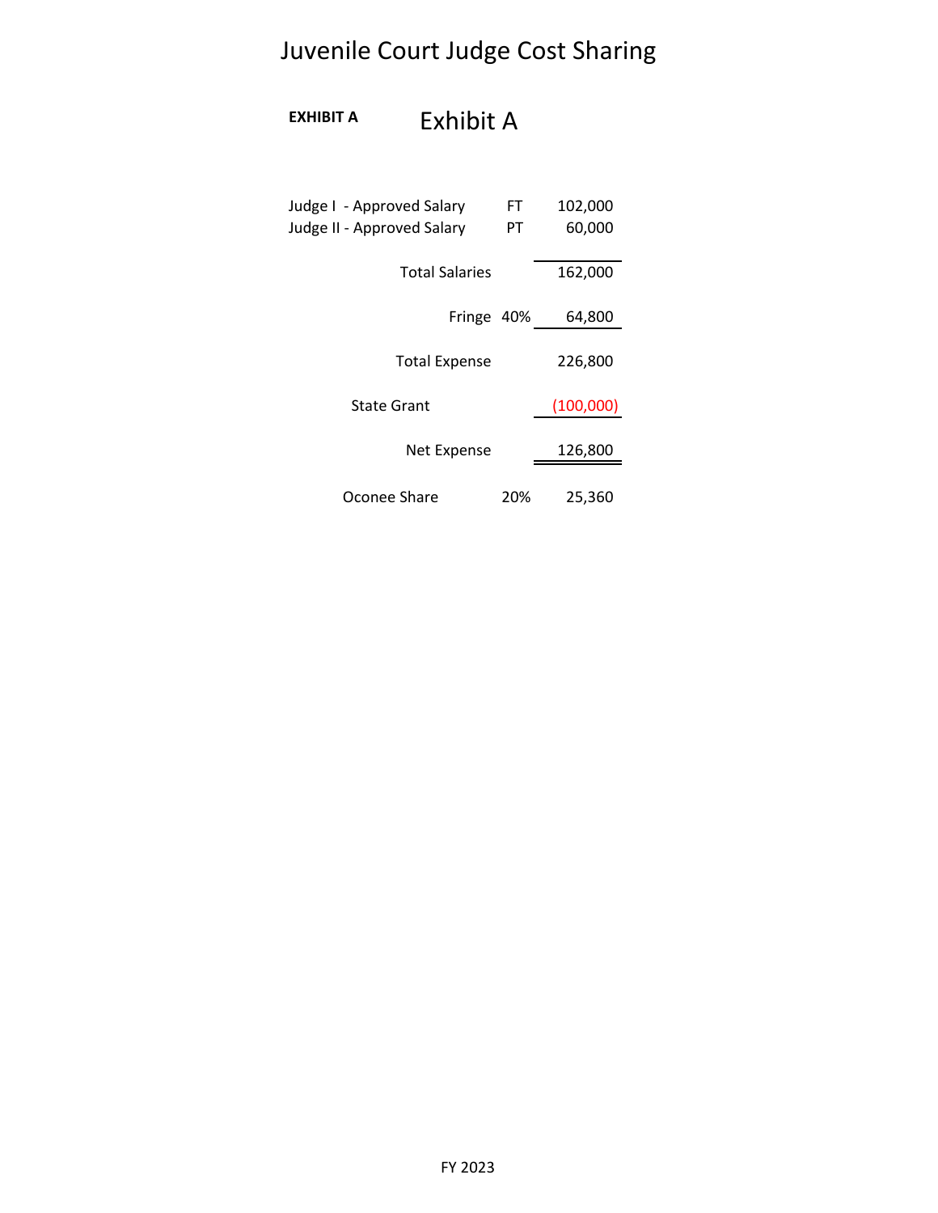# Juvenile Court Judge Cost Sharing

**EXHIBIT A** Exhibit A

| | | |
|---|---|---|
| Judge I - Approved Salary | FT | 102,000 |
| Judge II - Approved Salary | PT | 60,000 |
| Total Salaries | | 162,000 |
| Fringe | 40% | 64,800 |
| Total Expense | | 226,800 |
| State Grant | | (100,000) |
| Net Expense | | 126,800 |
| Oconee Share | 20% | 25,360 |

FY 2023